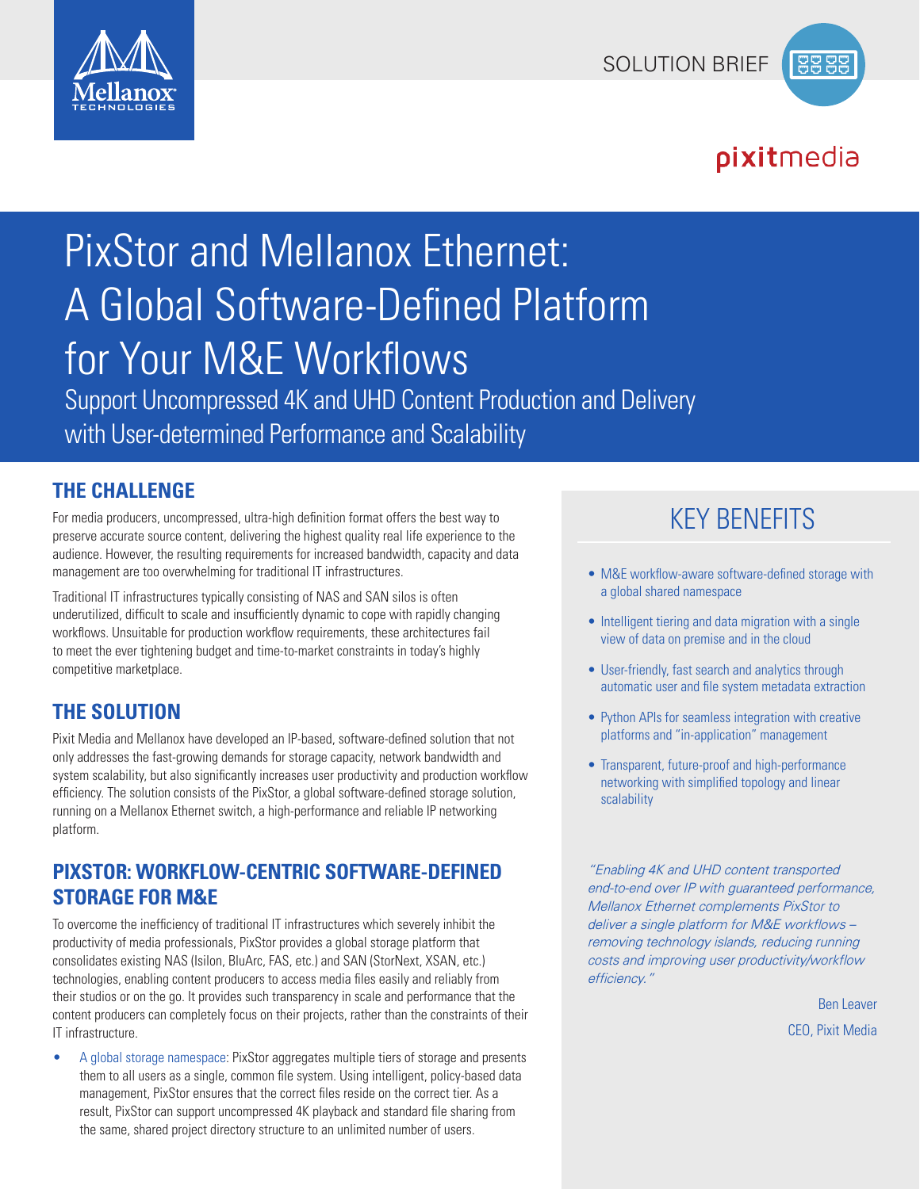SOLUTION BRIEF

# PixStor and Mellanox Ethernet: A Global Software-Defined Platform for Your M&E Workflows

Support Uncompressed 4K and UHD Content Production and Delivery with User-determined Performance and Scalability

## THE CHALLENGE

For media producers, uncompressed, ultra-high definition format offers the best way to preserve accurate source content, delivering the highest quality real life experience to the audience. However, the resulting requirements for increased bandwidth, capacity and data management are too overwhelming for traditional IT infrastructures.

Traditional IT infrastructures typically consisting of NAS and SAN silos is often underutilized, difficult to scale and insufficiently dynamic to cope with rapidly changing workflows. Unsuitable for production workflow requirements, these architectures fail to meet the ever tightening budget and time-to-market constraints in today's highly competitive marketplace.

## THE SOLUTION

Pixit Media and Mellanox have developed an IP-based, software-defined solution that not only addresses the fast-growing demands for storage capacity, network bandwidth and system scalability, but also significantly increases user productivity and production workflow efficiency. The solution consists of the PixStor, a global software-defined storage solution, running on a Mellanox Ethernet switch, a high-performance and reliable IP networking platform.

## PIXSTOR: WORKFLOW-CENTRIC SOFTWARE-DEFINED STORAGE FOR M&E

To overcome the inefficiency of traditional IT infrastructures which severely inhibit the productivity of media professionals, PixStor provides a global storage platform that consolidates existing NAS (Isilon, BluArc, FAS, etc.) and SAN (StorNext, XSAN, etc.) technologies, enabling content producers to access media files easily and reliably from their studios or on the go. It provides such transparency in scale and performance that the content producers can completely focus on their projects, rather than the constraints of their IT infrastructure.

- A global storage namespace: PixStor aggregates multiple tiers of storage and presents them to all users as a single, common file system. Using intelligent, policy-based data management, PixStor ensures that the correct files reside on the correct tier. As a result, PixStor can support uncompressed 4K playback and standard file sharing from the same, shared project directory structure to an unlimited number of users.

## KEY BENEFITS

- M&E workflow-aware software-defined storage with a global shared namespace
- Intelligent tiering and data migration with a single view of data on premise and in the cloud
- User-friendly, fast search and analytics through automatic user and file system metadata extraction
- Python APIs for seamless integration with creative platforms and "in-application" management
- Transparent, future-proof and high-performance networking with simplified topology and linear scalability

*"Enabling 4K and UHD content transported end-to-end over IP with guaranteed performance, Mellanox Ethernet complements PixStor to deliver a single platform for M&E workflows – removing technology islands, reducing running costs and improving user productivity/workflow efficiency."*

Ben Leaver
CEO, Pixit Media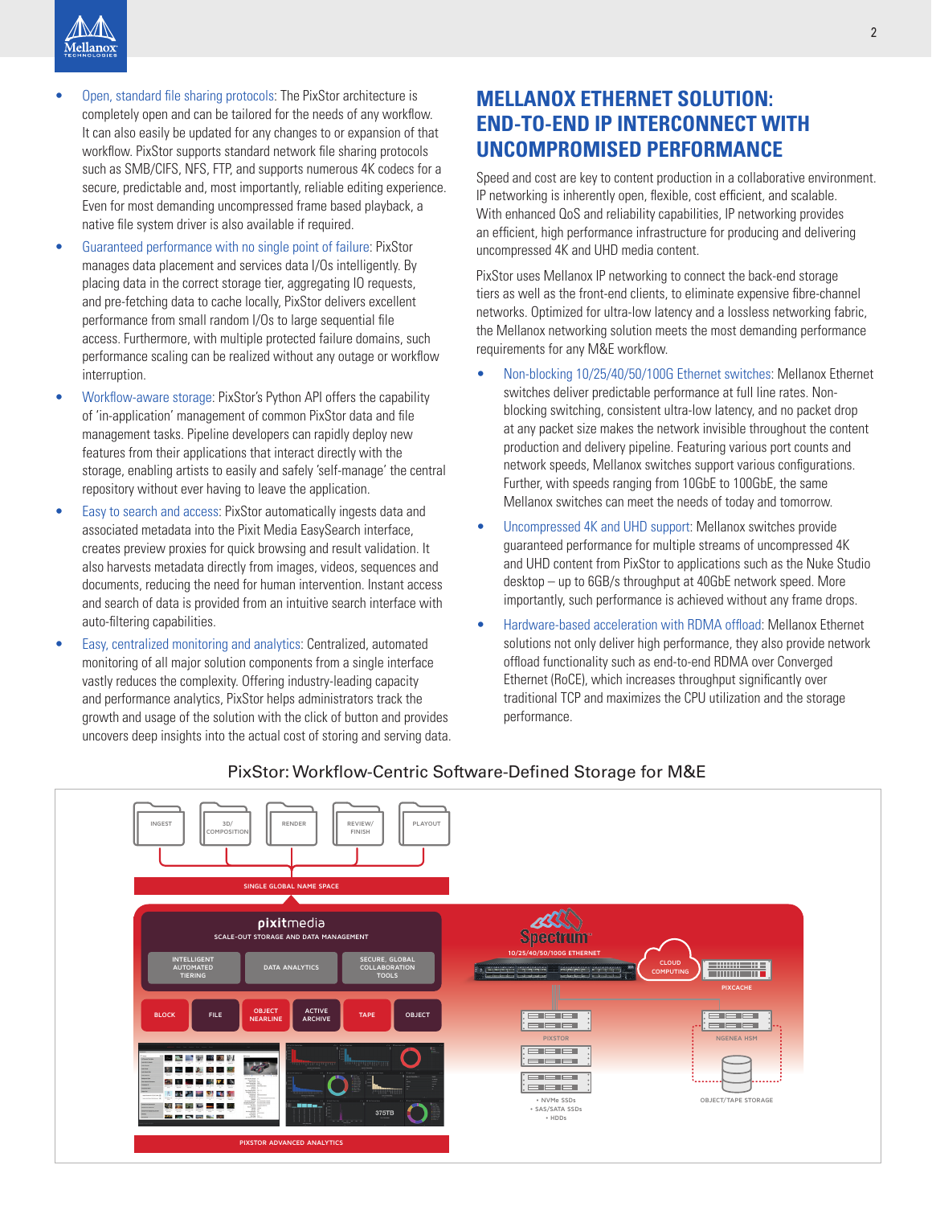- Open, standard file sharing protocols: The PixStor architecture is completely open and can be tailored for the needs of any workflow. It can also easily be updated for any changes to or expansion of that workflow. PixStor supports standard network file sharing protocols such as SMB/CIFS, NFS, FTP, and supports numerous 4K codecs for a secure, predictable and, most importantly, reliable editing experience. Even for most demanding uncompressed frame based playback, a native file system driver is also available if required.
- Guaranteed performance with no single point of failure: PixStor manages data placement and services data I/Os intelligently. By placing data in the correct storage tier, aggregating IO requests, and pre-fetching data to cache locally, PixStor delivers excellent performance from small random I/Os to large sequential file access. Furthermore, with multiple protected failure domains, such performance scaling can be realized without any outage or workflow interruption.
- Workflow-aware storage: PixStor's Python API offers the capability of 'in-application' management of common PixStor data and file management tasks. Pipeline developers can rapidly deploy new features from their applications that interact directly with the storage, enabling artists to easily and safely 'self-manage' the central repository without ever having to leave the application.
- Easy to search and access: PixStor automatically ingests data and associated metadata into the Pixit Media EasySearch interface, creates preview proxies for quick browsing and result validation. It also harvests metadata directly from images, videos, sequences and documents, reducing the need for human intervention. Instant access and search of data is provided from an intuitive search interface with auto-filtering capabilities.
- Easy, centralized monitoring and analytics: Centralized, automated monitoring of all major solution components from a single interface vastly reduces the complexity. Offering industry-leading capacity and performance analytics, PixStor helps administrators track the growth and usage of the solution with the click of button and provides uncovers deep insights into the actual cost of storing and serving data.

## MELLANOX ETHERNET SOLUTION: END-TO-END IP INTERCONNECT WITH UNCOMPROMISED PERFORMANCE

Speed and cost are key to content production in a collaborative environment. IP networking is inherently open, flexible, cost efficient, and scalable. With enhanced QoS and reliability capabilities, IP networking provides an efficient, high performance infrastructure for producing and delivering uncompressed 4K and UHD media content.

PixStor uses Mellanox IP networking to connect the back-end storage tiers as well as the front-end clients, to eliminate expensive fibre-channel networks. Optimized for ultra-low latency and a lossless networking fabric, the Mellanox networking solution meets the most demanding performance requirements for any M&E workflow.

- Non-blocking 10/25/40/50/100G Ethernet switches: Mellanox Ethernet switches deliver predictable performance at full line rates. Non-blocking switching, consistent ultra-low latency, and no packet drop at any packet size makes the network invisible throughout the content production and delivery pipeline. Featuring various port counts and network speeds, Mellanox switches support various configurations. Further, with speeds ranging from 10GbE to 100GbE, the same Mellanox switches can meet the needs of today and tomorrow.
- Uncompressed 4K and UHD support: Mellanox switches provide guaranteed performance for multiple streams of uncompressed 4K and UHD content from PixStor to applications such as the Nuke Studio desktop – up to 6GB/s throughput at 40GbE network speed. More importantly, such performance is achieved without any frame drops.
- Hardware-based acceleration with RDMA offload: Mellanox Ethernet solutions not only deliver high performance, they also provide network offload functionality such as end-to-end RDMA over Converged Ethernet (RoCE), which increases throughput significantly over traditional TCP and maximizes the CPU utilization and the storage performance.

PixStor: Workflow-Centric Software-Defined Storage for M&E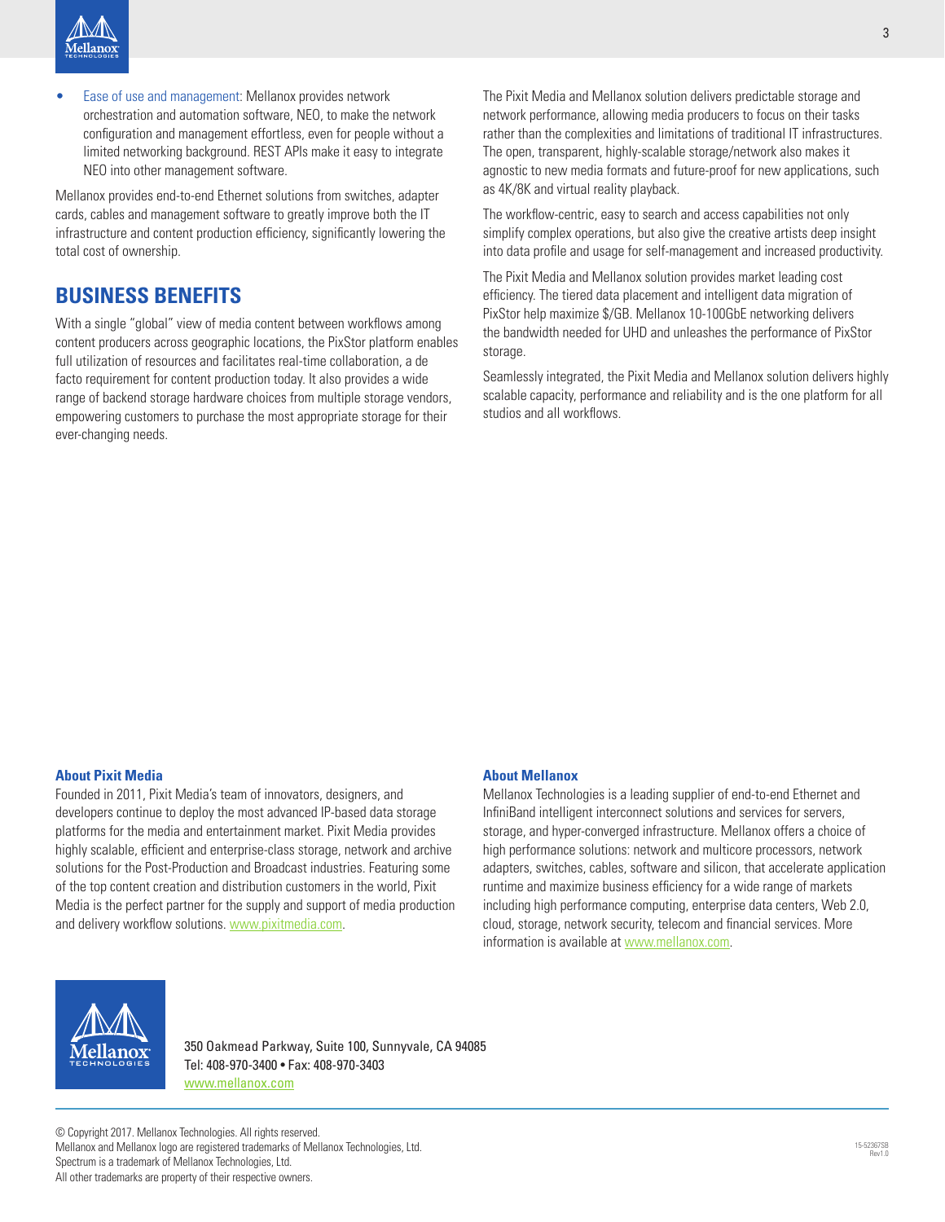- Ease of use and management: Mellanox provides network orchestration and automation software, NEO, to make the network configuration and management effortless, even for people without a limited networking background. REST APIs make it easy to integrate NEO into other management software.

Mellanox provides end-to-end Ethernet solutions from switches, adapter cards, cables and management software to greatly improve both the IT infrastructure and content production efficiency, significantly lowering the total cost of ownership.

## BUSINESS BENEFITS

With a single "global" view of media content between workflows among content producers across geographic locations, the PixStor platform enables full utilization of resources and facilitates real-time collaboration, a de facto requirement for content production today. It also provides a wide range of backend storage hardware choices from multiple storage vendors, empowering customers to purchase the most appropriate storage for their ever-changing needs.

The Pixit Media and Mellanox solution delivers predictable storage and network performance, allowing media producers to focus on their tasks rather than the complexities and limitations of traditional IT infrastructures. The open, transparent, highly-scalable storage/network also makes it agnostic to new media formats and future-proof for new applications, such as 4K/8K and virtual reality playback.

The workflow-centric, easy to search and access capabilities not only simplify complex operations, but also give the creative artists deep insight into data profile and usage for self-management and increased productivity.

The Pixit Media and Mellanox solution provides market leading cost efficiency. The tiered data placement and intelligent data migration of PixStor help maximize $/GB. Mellanox 10-100GbE networking delivers the bandwidth needed for UHD and unleashes the performance of PixStor storage.

Seamlessly integrated, the Pixit Media and Mellanox solution delivers highly scalable capacity, performance and reliability and is the one platform for all studios and all workflows.

**About Pixit Media**
Founded in 2011, Pixit Media's team of innovators, designers, and developers continue to deploy the most advanced IP-based data storage platforms for the media and entertainment market. Pixit Media provides highly scalable, efficient and enterprise-class storage, network and archive solutions for the Post-Production and Broadcast industries. Featuring some of the top content creation and distribution customers in the world, Pixit Media is the perfect partner for the supply and support of media production and delivery workflow solutions. www.pixitmedia.com.

**About Mellanox**
Mellanox Technologies is a leading supplier of end-to-end Ethernet and InfiniBand intelligent interconnect solutions and services for servers, storage, and hyper-converged infrastructure. Mellanox offers a choice of high performance solutions: network and multicore processors, network adapters, switches, cables, software and silicon, that accelerate application runtime and maximize business efficiency for a wide range of markets including high performance computing, enterprise data centers, Web 2.0, cloud, storage, network security, telecom and financial services. More information is available at www.mellanox.com.

350 Oakmead Parkway, Suite 100, Sunnyvale, CA 94085
Tel: 408-970-3400 • Fax: 408-970-3403
www.mellanox.com

© Copyright 2017. Mellanox Technologies. All rights reserved.
Mellanox and Mellanox logo are registered trademarks of Mellanox Technologies, Ltd.
Spectrum is a trademark of Mellanox Technologies, Ltd.
All other trademarks are property of their respective owners.

15-52367SB
Rev1.0